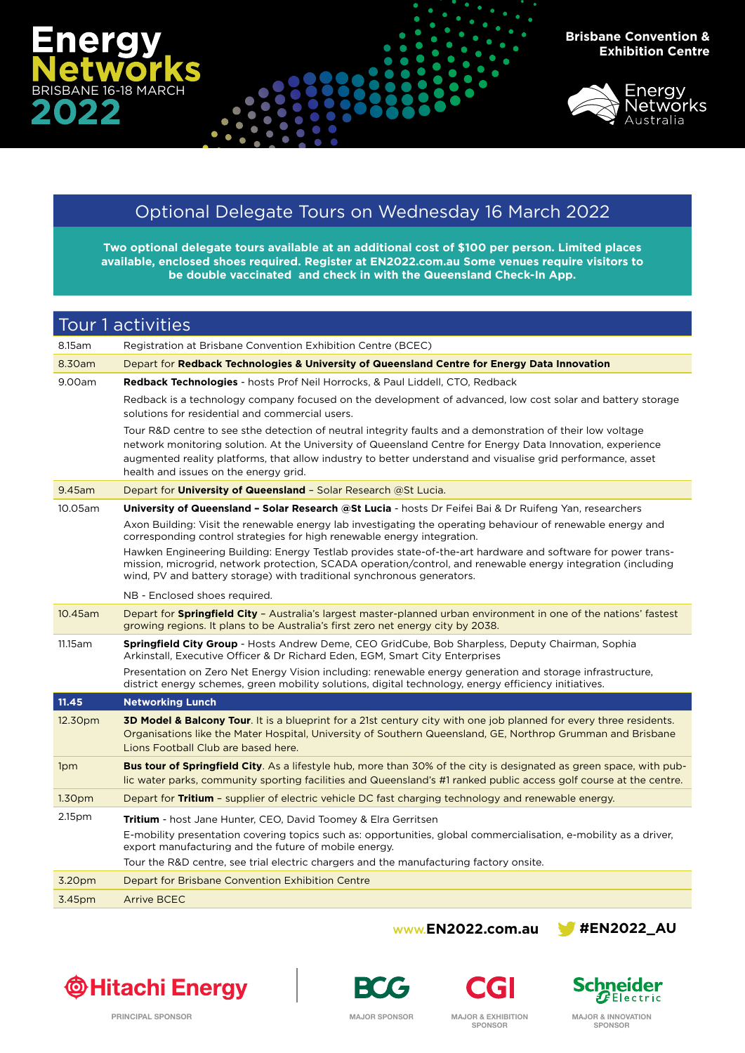# Energy Networks

BRISBANE 16-18 MARCH

2022

**Brisbane Convention & Exhibition Centre**

Energy Networks Australia

## Optional Delegate Tours on Wednesday 16 March 2022

**Two optional delegate tours available at an additional cost of $100 per person. Limited places available, enclosed shoes required. Register at EN2022.com.au Some venues require visitors to be double vaccinated and check in with the Queensland Check-In App.**

## Tour 1 activities

| Time | Activity |
|---|---|
| 8.15am | Registration at Brisbane Convention Exhibition Centre (BCEC) |
| 8.30am | Depart for **Redback Technologies & University of Queensland Centre for Energy Data Innovation** |
| 9.00am | **Redback Technologies** - hosts Prof Neil Horrocks, & Paul Liddell, CTO, Redback<br><br>Redback is a technology company focused on the development of advanced, low cost solar and battery storage solutions for residential and commercial users.<br><br>Tour R&D centre to see sthe detection of neutral integrity faults and a demonstration of their low voltage network monitoring solution. At the University of Queensland Centre for Energy Data Innovation, experience augmented reality platforms, that allow industry to better understand and visualise grid performance, asset health and issues on the energy grid. |
| 9.45am | Depart for **University of Queensland** - Solar Research @St Lucia. |
| 10.05am | **University of Queensland – Solar Research @St Lucia** - hosts Dr Feifei Bai & Dr Ruifeng Yan, researchers<br><br>Axon Building: Visit the renewable energy lab investigating the operating behaviour of renewable energy and corresponding control strategies for high renewable energy integration.<br><br>Hawken Engineering Building: Energy Testlab provides state-of-the-art hardware and software for power transmission, microgrid, network protection, SCADA operation/control, and renewable energy integration (including wind, PV and battery storage) with traditional synchronous generators.<br><br>NB - Enclosed shoes required. |
| 10.45am | Depart for **Springfield City** – Australia's largest master-planned urban environment in one of the nations' fastest growing regions. It plans to be Australia's first zero net energy city by 2038. |
| 11.15am | **Springfield City Group** - Hosts Andrew Deme, CEO GridCube, Bob Sharpless, Deputy Chairman, Sophia Arkinstall, Executive Officer & Dr Richard Eden, EGM, Smart City Enterprises<br><br>Presentation on Zero Net Energy Vision including: renewable energy generation and storage infrastructure, district energy schemes, green mobility solutions, digital technology, energy efficiency initiatives. |
| **11.45** | **Networking Lunch** |
| 12.30pm | **3D Model & Balcony Tour**. It is a blueprint for a 21st century city with one job planned for every three residents. Organisations like the Mater Hospital, University of Southern Queensland, GE, Northrop Grumman and Brisbane Lions Football Club are based here. |
| 1pm | **Bus tour of Springfield City**. As a lifestyle hub, more than 30% of the city is designated as green space, with public water parks, community sporting facilities and Queensland's #1 ranked public access golf course at the centre. |
| 1.30pm | Depart for **Tritium** – supplier of electric vehicle DC fast charging technology and renewable energy. |
| 2.15pm | **Tritium** - host Jane Hunter, CEO, David Toomey & Elra Gerritsen<br><br>E-mobility presentation covering topics such as: opportunities, global commercialisation, e-mobility as a driver, export manufacturing and the future of mobile energy.<br><br>Tour the R&D centre, see trial electric chargers and the manufacturing factory onsite. |
| 3.20pm | Depart for Brisbane Convention Exhibition Centre |
| 3.45pm | Arrive BCEC |

www.**EN2022.com.au** **#EN2022_AU**

Hitachi Energy — PRINCIPAL SPONSOR

BCG — MAJOR SPONSOR

CGI — MAJOR & EXHIBITION SPONSOR

Schneider Electric — MAJOR & INNOVATION SPONSOR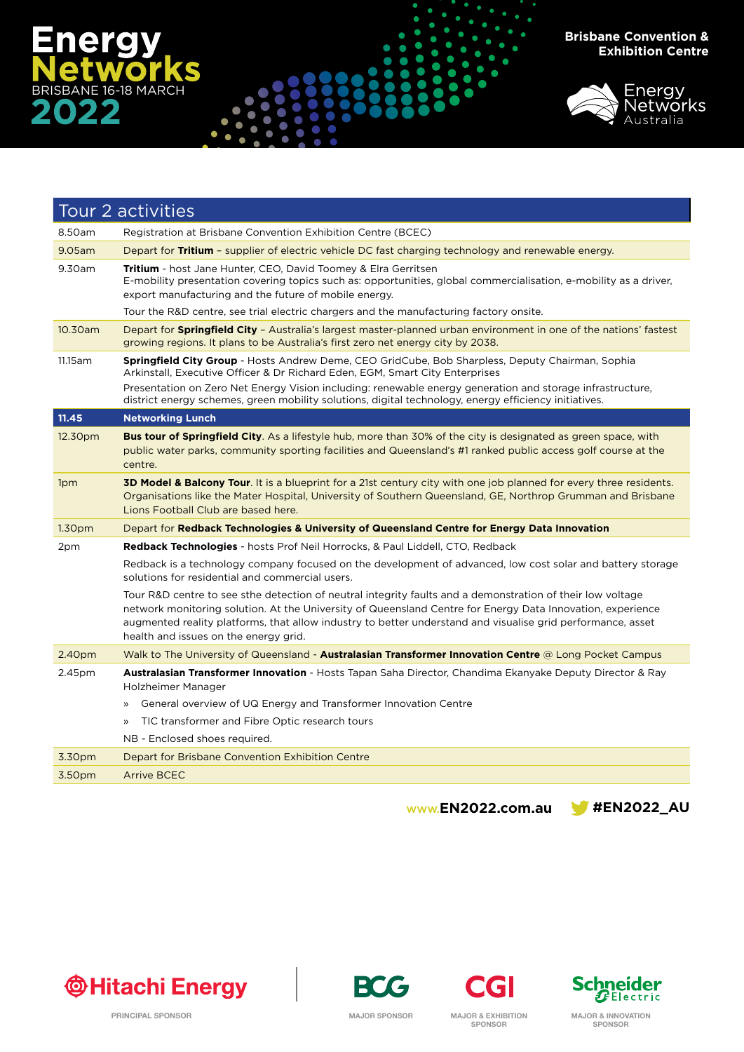# Energy Networks BRISBANE 16-18 MARCH 2022

**Brisbane Convention & Exhibition Centre**

Energy Networks Australia

## Tour 2 activities

| | |
|---|---|
| 8.50am | Registration at Brisbane Convention Exhibition Centre (BCEC) |
| 9.05am | Depart for **Tritium** – supplier of electric vehicle DC fast charging technology and renewable energy. |
| 9.30am | **Tritium** - host Jane Hunter, CEO, David Toomey & Elra Gerritsen<br>E-mobility presentation covering topics such as: opportunities, global commercialisation, e-mobility as a driver, export manufacturing and the future of mobile energy.<br>Tour the R&D centre, see trial electric chargers and the manufacturing factory onsite. |
| 10.30am | Depart for **Springfield City** – Australia's largest master-planned urban environment in one of the nations' fastest growing regions. It plans to be Australia's first zero net energy city by 2038. |
| 11.15am | **Springfield City Group** - Hosts Andrew Deme, CEO GridCube, Bob Sharpless, Deputy Chairman, Sophia Arkinstall, Executive Officer & Dr Richard Eden, EGM, Smart City Enterprises<br>Presentation on Zero Net Energy Vision including: renewable energy generation and storage infrastructure, district energy schemes, green mobility solutions, digital technology, energy efficiency initiatives. |
| **11.45** | **Networking Lunch** |
| 12.30pm | **Bus tour of Springfield City**. As a lifestyle hub, more than 30% of the city is designated as green space, with public water parks, community sporting facilities and Queensland's #1 ranked public access golf course at the centre. |
| 1pm | **3D Model & Balcony Tour**. It is a blueprint for a 21st century city with one job planned for every three residents. Organisations like the Mater Hospital, University of Southern Queensland, GE, Northrop Grumman and Brisbane Lions Football Club are based here. |
| 1.30pm | Depart for **Redback Technologies & University of Queensland Centre for Energy Data Innovation** |
| 2pm | **Redback Technologies** - hosts Prof Neil Horrocks, & Paul Liddell, CTO, Redback<br>Redback is a technology company focused on the development of advanced, low cost solar and battery storage solutions for residential and commercial users.<br>Tour R&D centre to see sthe detection of neutral integrity faults and a demonstration of their low voltage network monitoring solution. At the University of Queensland Centre for Energy Data Innovation, experience augmented reality platforms, that allow industry to better understand and visualise grid performance, asset health and issues on the energy grid. |
| 2.40pm | Walk to The University of Queensland - **Australasian Transformer Innovation Centre** @ Long Pocket Campus |
| 2.45pm | **Australasian Transformer Innovation** - Hosts Tapan Saha Director, Chandima Ekanyake Deputy Director & Ray Holzheimer Manager<br>» General overview of UQ Energy and Transformer Innovation Centre<br>» TIC transformer and Fibre Optic research tours<br>NB - Enclosed shoes required. |
| 3.30pm | Depart for Brisbane Convention Exhibition Centre |
| 3.50pm | Arrive BCEC |

www.EN2022.com.au #EN2022_AU

Hitachi Energy – PRINCIPAL SPONSOR

BCG – MAJOR SPONSOR

CGI – MAJOR & EXHIBITION SPONSOR

Schneider Electric – MAJOR & INNOVATION SPONSOR